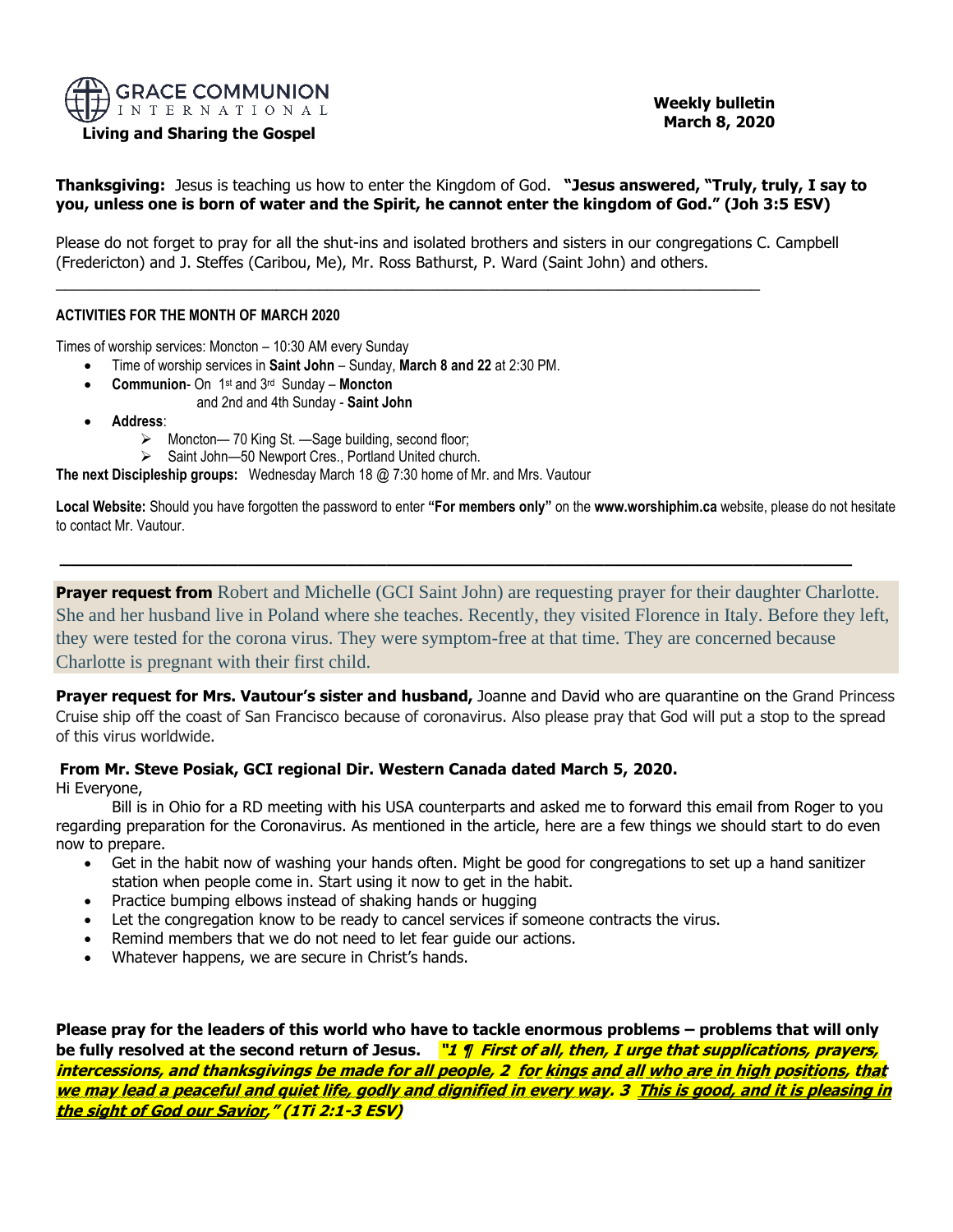GRACE COMMUNION INTERNATIONAL

**Living and Sharing the Gospel**

**Weekly bulletin**
**March 8, 2020**

**Thanksgiving:** Jesus is teaching us how to enter the Kingdom of God. **"Jesus answered, "Truly, truly, I say to you, unless one is born of water and the Spirit, he cannot enter the kingdom of God." (Joh 3:5 ESV)**

Please do not forget to pray for all the shut-ins and isolated brothers and sisters in our congregations C. Campbell (Fredericton) and J. Steffes (Caribou, Me), Mr. Ross Bathurst, P. Ward (Saint John) and others.

---

**ACTIVITIES FOR THE MONTH OF MARCH 2020**

Times of worship services: Moncton – 10:30 AM every Sunday

- Time of worship services in **Saint John** – Sunday, **March 8 and 22** at 2:30 PM.
- **Communion**- On 1st and 3rd Sunday – **Moncton**
  and 2nd and 4th Sunday - **Saint John**
- **Address**:
  - Moncton— 70 King St. —Sage building, second floor;
  - Saint John—50 Newport Cres., Portland United church.

**The next Discipleship groups:** Wednesday March 18 @ 7:30 home of Mr. and Mrs. Vautour

**Local Website:** Should you have forgotten the password to enter **"For members only"** on the **www.worshiphim.ca** website, please do not hesitate to contact Mr. Vautour.

---

**Prayer request from** Robert and Michelle (GCI Saint John) are requesting prayer for their daughter Charlotte. She and her husband live in Poland where she teaches. Recently, they visited Florence in Italy. Before they left, they were tested for the corona virus. They were symptom-free at that time. They are concerned because Charlotte is pregnant with their first child.

**Prayer request for Mrs. Vautour's sister and husband,** Joanne and David who are quarantine on the Grand Princess Cruise ship off the coast of San Francisco because of coronavirus. Also please pray that God will put a stop to the spread of this virus worldwide.

**From Mr. Steve Posiak, GCI regional Dir. Western Canada dated March 5, 2020.**

Hi Everyone,

Bill is in Ohio for a RD meeting with his USA counterparts and asked me to forward this email from Roger to you regarding preparation for the Coronavirus. As mentioned in the article, here are a few things we should start to do even now to prepare.

- Get in the habit now of washing your hands often. Might be good for congregations to set up a hand sanitizer station when people come in. Start using it now to get in the habit.
- Practice bumping elbows instead of shaking hands or hugging
- Let the congregation know to be ready to cancel services if someone contracts the virus.
- Remind members that we do not need to let fear guide our actions.
- Whatever happens, we are secure in Christ's hands.

**Please pray for the leaders of this world who have to tackle enormous problems – problems that will only be fully resolved at the second return of Jesus.** ***"1 ¶ First of all, then, I urge that supplications, prayers, intercessions, and thanksgivings be made for all people, 2 for kings and all who are in high positions, that we may lead a peaceful and quiet life, godly and dignified in every way. 3 This is good, and it is pleasing in the sight of God our Savior," (1Ti 2:1-3 ESV)***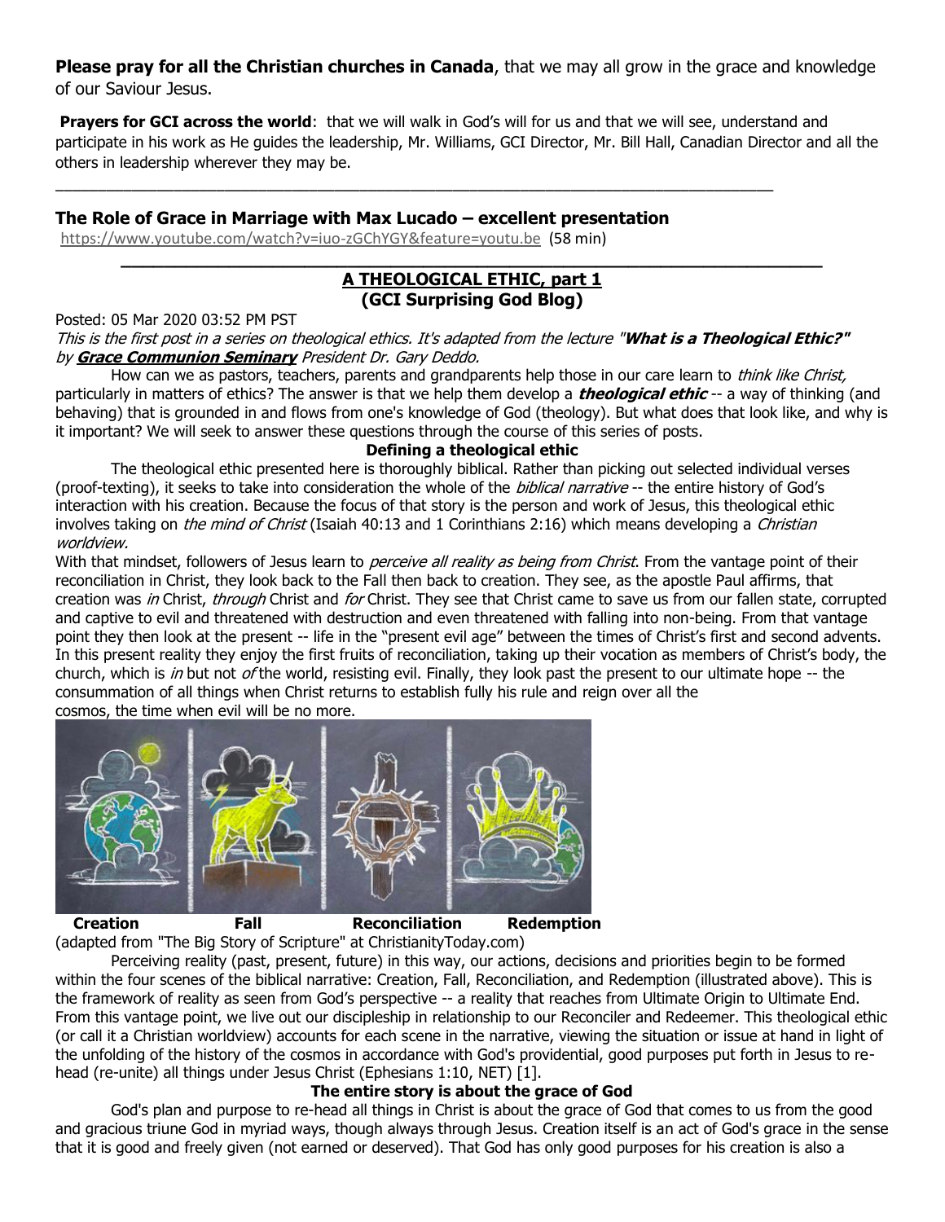**Please pray for all the Christian churches in Canada**, that we may all grow in the grace and knowledge of our Saviour Jesus.

**Prayers for GCI across the world**: that we will walk in God's will for us and that we will see, understand and participate in his work as He guides the leadership, Mr. Williams, GCI Director, Mr. Bill Hall, Canadian Director and all the others in leadership wherever they may be.

---

**The Role of Grace in Marriage with Max Lucado – excellent presentation**
https://www.youtube.com/watch?v=iuo-zGChYGY&feature=youtu.be (58 min)

---

## A THEOLOGICAL ETHIC, part 1
### (GCI Surprising God Blog)

Posted: 05 Mar 2020 03:52 PM PST

*This is the first post in a series on theological ethics. It's adapted from the lecture "**What is a Theological Ethic?**" by **Grace Communion Seminary** President Dr. Gary Deddo.*

How can we as pastors, teachers, parents and grandparents help those in our care learn to *think like Christ,* particularly in matters of ethics? The answer is that we help them develop a ***theological ethic*** -- a way of thinking (and behaving) that is grounded in and flows from one's knowledge of God (theology). But what does that look like, and why is it important? We will seek to answer these questions through the course of this series of posts.

**Defining a theological ethic**

The theological ethic presented here is thoroughly biblical. Rather than picking out selected individual verses (proof-texting), it seeks to take into consideration the whole of the *biblical narrative* -- the entire history of God's interaction with his creation. Because the focus of that story is the person and work of Jesus, this theological ethic involves taking on *the mind of Christ* (Isaiah 40:13 and 1 Corinthians 2:16) which means developing a *Christian worldview.*

With that mindset, followers of Jesus learn to *perceive all reality as being from Christ*. From the vantage point of their reconciliation in Christ, they look back to the Fall then back to creation. They see, as the apostle Paul affirms, that creation was *in* Christ, *through* Christ and *for* Christ. They see that Christ came to save us from our fallen state, corrupted and captive to evil and threatened with destruction and even threatened with falling into non-being. From that vantage point they then look at the present -- life in the "present evil age" between the times of Christ's first and second advents. In this present reality they enjoy the first fruits of reconciliation, taking up their vocation as members of Christ's body, the church, which is *in* but not *of* the world, resisting evil. Finally, they look past the present to our ultimate hope -- the consummation of all things when Christ returns to establish fully his rule and reign over all the cosmos, the time when evil will be no more.

**Creation** **Fall** **Reconciliation** **Redemption**

(adapted from "The Big Story of Scripture" at ChristianityToday.com)

Perceiving reality (past, present, future) in this way, our actions, decisions and priorities begin to be formed within the four scenes of the biblical narrative: Creation, Fall, Reconciliation, and Redemption (illustrated above). This is the framework of reality as seen from God's perspective -- a reality that reaches from Ultimate Origin to Ultimate End. From this vantage point, we live out our discipleship in relationship to our Reconciler and Redeemer. This theological ethic (or call it a Christian worldview) accounts for each scene in the narrative, viewing the situation or issue at hand in light of the unfolding of the history of the cosmos in accordance with God's providential, good purposes put forth in Jesus to re-head (re-unite) all things under Jesus Christ (Ephesians 1:10, NET) [1].

**The entire story is about the grace of God**

God's plan and purpose to re-head all things in Christ is about the grace of God that comes to us from the good and gracious triune God in myriad ways, though always through Jesus. Creation itself is an act of God's grace in the sense that it is good and freely given (not earned or deserved). That God has only good purposes for his creation is also a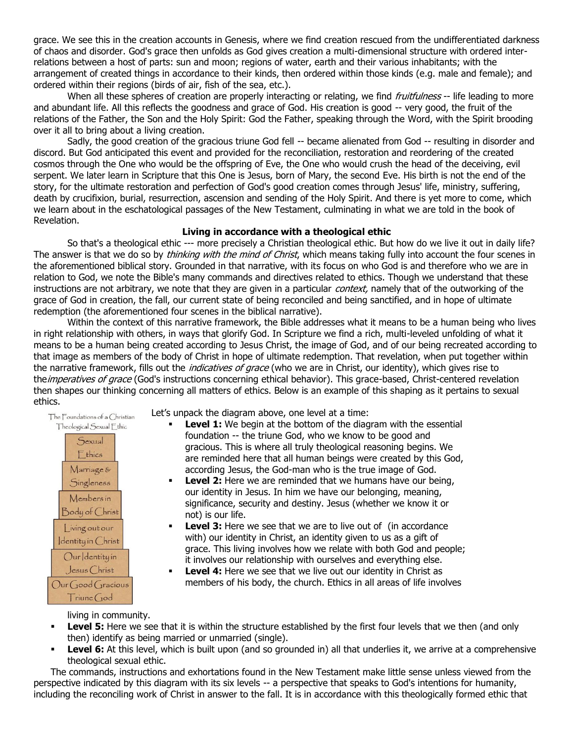grace. We see this in the creation accounts in Genesis, where we find creation rescued from the undifferentiated darkness of chaos and disorder. God's grace then unfolds as God gives creation a multi-dimensional structure with ordered inter-relations between a host of parts: sun and moon; regions of water, earth and their various inhabitants; with the arrangement of created things in accordance to their kinds, then ordered within those kinds (e.g. male and female); and ordered within their regions (birds of air, fish of the sea, etc.).

When all these spheres of creation are properly interacting or relating, we find *fruitfulness* -- life leading to more and abundant life. All this reflects the goodness and grace of God. His creation is good -- very good, the fruit of the relations of the Father, the Son and the Holy Spirit: God the Father, speaking through the Word, with the Spirit brooding over it all to bring about a living creation.

Sadly, the good creation of the gracious triune God fell -- became alienated from God -- resulting in disorder and discord. But God anticipated this event and provided for the reconciliation, restoration and reordering of the created cosmos through the One who would be the offspring of Eve, the One who would crush the head of the deceiving, evil serpent. We later learn in Scripture that this One is Jesus, born of Mary, the second Eve. His birth is not the end of the story, for the ultimate restoration and perfection of God's good creation comes through Jesus' life, ministry, suffering, death by crucifixion, burial, resurrection, ascension and sending of the Holy Spirit. And there is yet more to come, which we learn about in the eschatological passages of the New Testament, culminating in what we are told in the book of Revelation.

**Living in accordance with a theological ethic**

So that's a theological ethic --- more precisely a Christian theological ethic. But how do we live it out in daily life? The answer is that we do so by *thinking with the mind of Christ*, which means taking fully into account the four scenes in the aforementioned biblical story. Grounded in that narrative, with its focus on who God is and therefore who we are in relation to God, we note the Bible's many commands and directives related to ethics. Though we understand that these instructions are not arbitrary, we note that they are given in a particular *context,* namely that of the outworking of the grace of God in creation, the fall, our current state of being reconciled and being sanctified, and in hope of ultimate redemption (the aforementioned four scenes in the biblical narrative).

Within the context of this narrative framework, the Bible addresses what it means to be a human being who lives in right relationship with others, in ways that glorify God. In Scripture we find a rich, multi-leveled unfolding of what it means to be a human being created according to Jesus Christ, the image of God, and of our being recreated according to that image as members of the body of Christ in hope of ultimate redemption. That revelation, when put together within the narrative framework, fills out the *indicatives of grace* (who we are in Christ, our identity), which gives rise to the*imperatives of grace* (God's instructions concerning ethical behavior). This grace-based, Christ-centered revelation then shapes our thinking concerning all matters of ethics. Below is an example of this shaping as it pertains to sexual ethics.

The Foundations of a Christian Theological Sexual Ethic

- Sexual Ethics
- Marriage & Singleness
- Members in Body of Christ
- Living out our Identity in Christ
- Our Identity in Jesus Christ
- Our Good Gracious Triune God

Let's unpack the diagram above, one level at a time:

- **Level 1:** We begin at the bottom of the diagram with the essential foundation -- the triune God, who we know to be good and gracious. This is where all truly theological reasoning begins. We are reminded here that all human beings were created by this God, according Jesus, the God-man who is the true image of God.
- **Level 2:** Here we are reminded that we humans have our being, our identity in Jesus. In him we have our belonging, meaning, significance, security and destiny. Jesus (whether we know it or not) is our life.
- **Level 3:** Here we see that we are to live out of (in accordance with) our identity in Christ, an identity given to us as a gift of grace. This living involves how we relate with both God and people; it involves our relationship with ourselves and everything else.
- **Level 4:** Here we see that we live out our identity in Christ as members of his body, the church. Ethics in all areas of life involves living in community.
- **Level 5:** Here we see that it is within the structure established by the first four levels that we then (and only then) identify as being married or unmarried (single).
- **Level 6:** At this level, which is built upon (and so grounded in) all that underlies it, we arrive at a comprehensive theological sexual ethic.

The commands, instructions and exhortations found in the New Testament make little sense unless viewed from the perspective indicated by this diagram with its six levels -- a perspective that speaks to God's intentions for humanity, including the reconciling work of Christ in answer to the fall. It is in accordance with this theologically formed ethic that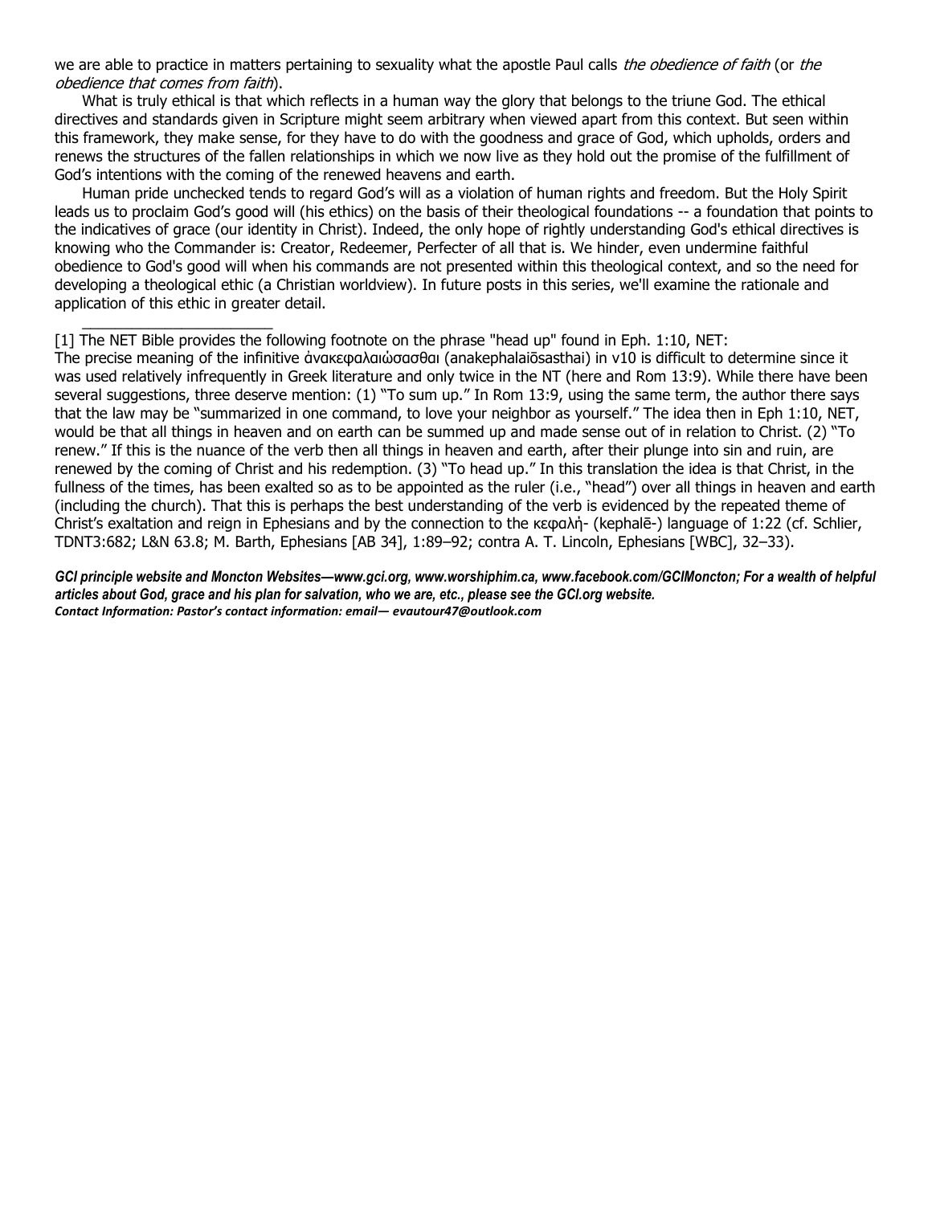we are able to practice in matters pertaining to sexuality what the apostle Paul calls *the obedience of faith* (or *the obedience that comes from faith*).

What is truly ethical is that which reflects in a human way the glory that belongs to the triune God. The ethical directives and standards given in Scripture might seem arbitrary when viewed apart from this context. But seen within this framework, they make sense, for they have to do with the goodness and grace of God, which upholds, orders and renews the structures of the fallen relationships in which we now live as they hold out the promise of the fulfillment of God's intentions with the coming of the renewed heavens and earth.

Human pride unchecked tends to regard God's will as a violation of human rights and freedom. But the Holy Spirit leads us to proclaim God's good will (his ethics) on the basis of their theological foundations -- a foundation that points to the indicatives of grace (our identity in Christ). Indeed, the only hope of rightly understanding God's ethical directives is knowing who the Commander is: Creator, Redeemer, Perfecter of all that is. We hinder, even undermine faithful obedience to God's good will when his commands are not presented within this theological context, and so the need for developing a theological ethic (a Christian worldview). In future posts in this series, we'll examine the rationale and application of this ethic in greater detail.

_______________________

[1] The NET Bible provides the following footnote on the phrase "head up" found in Eph. 1:10, NET:
The precise meaning of the infinitive ἀνακεφαλαιώσασθαι (anakephalaiōsasthai) in v10 is difficult to determine since it was used relatively infrequently in Greek literature and only twice in the NT (here and Rom 13:9). While there have been several suggestions, three deserve mention: (1) "To sum up." In Rom 13:9, using the same term, the author there says that the law may be "summarized in one command, to love your neighbor as yourself." The idea then in Eph 1:10, NET, would be that all things in heaven and on earth can be summed up and made sense out of in relation to Christ. (2) "To renew." If this is the nuance of the verb then all things in heaven and earth, after their plunge into sin and ruin, are renewed by the coming of Christ and his redemption. (3) "To head up." In this translation the idea is that Christ, in the fullness of the times, has been exalted so as to be appointed as the ruler (i.e., "head") over all things in heaven and earth (including the church). That this is perhaps the best understanding of the verb is evidenced by the repeated theme of Christ's exaltation and reign in Ephesians and by the connection to the κεφαλή- (kephalē-) language of 1:22 (cf. Schlier, TDNT3:682; L&N 63.8; M. Barth, Ephesians [AB 34], 1:89–92; contra A. T. Lincoln, Ephesians [WBC], 32–33).

***GCI principle website and Moncton Websites—www.gci.org, www.worshiphim.ca, www.facebook.com/GCIMoncton; For a wealth of helpful articles about God, grace and his plan for salvation, who we are, etc., please see the GCI.org website.***
***Contact Information: Pastor's contact information: email— evautour47@outlook.com***